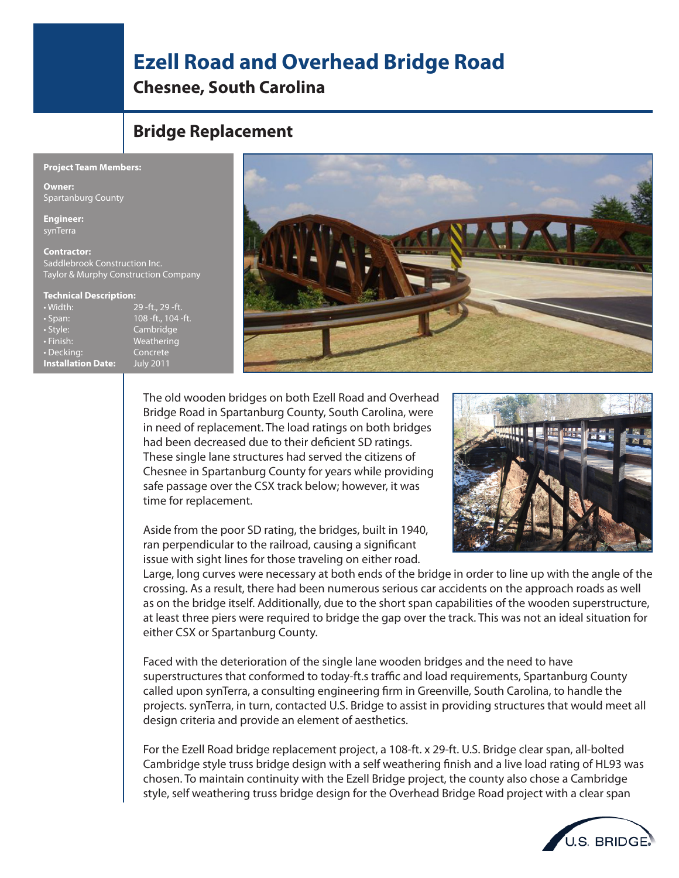# Ezell Road and Overhead Bridge Road

## Chesnee, South Carolina

## Bridge Replacement

**Project Team Members:**

**Owner:**
Spartanburg County

**Engineer:**
synTerra

**Contractor:**
Saddlebrook Construction Inc.
Taylor & Murphy Construction Company

**Technical Description:**

| | |
|---|---|
| • Width: | 29 -ft., 29 -ft. |
| • Span: | 108 -ft., 104 -ft. |
| • Style: | Cambridge |
| • Finish: | Weathering |
| • Decking: | Concrete |
| **Installation Date:** | July 2011 |

The old wooden bridges on both Ezell Road and Overhead Bridge Road in Spartanburg County, South Carolina, were in need of replacement. The load ratings on both bridges had been decreased due to their deficient SD ratings. These single lane structures had served the citizens of Chesnee in Spartanburg County for years while providing safe passage over the CSX track below; however, it was time for replacement.

Aside from the poor SD rating, the bridges, built in 1940, ran perpendicular to the railroad, causing a significant issue with sight lines for those traveling on either road. Large, long curves were necessary at both ends of the bridge in order to line up with the angle of the crossing. As a result, there had been numerous serious car accidents on the approach roads as well as on the bridge itself. Additionally, due to the short span capabilities of the wooden superstructure, at least three piers were required to bridge the gap over the track. This was not an ideal situation for either CSX or Spartanburg County.

Faced with the deterioration of the single lane wooden bridges and the need to have superstructures that conformed to today-ft.s traffic and load requirements, Spartanburg County called upon synTerra, a consulting engineering firm in Greenville, South Carolina, to handle the projects. synTerra, in turn, contacted U.S. Bridge to assist in providing structures that would meet all design criteria and provide an element of aesthetics.

For the Ezell Road bridge replacement project, a 108-ft. x 29-ft. U.S. Bridge clear span, all-bolted Cambridge style truss bridge design with a self weathering finish and a live load rating of HL93 was chosen. To maintain continuity with the Ezell Bridge project, the county also chose a Cambridge style, self weathering truss bridge design for the Overhead Bridge Road project with a clear span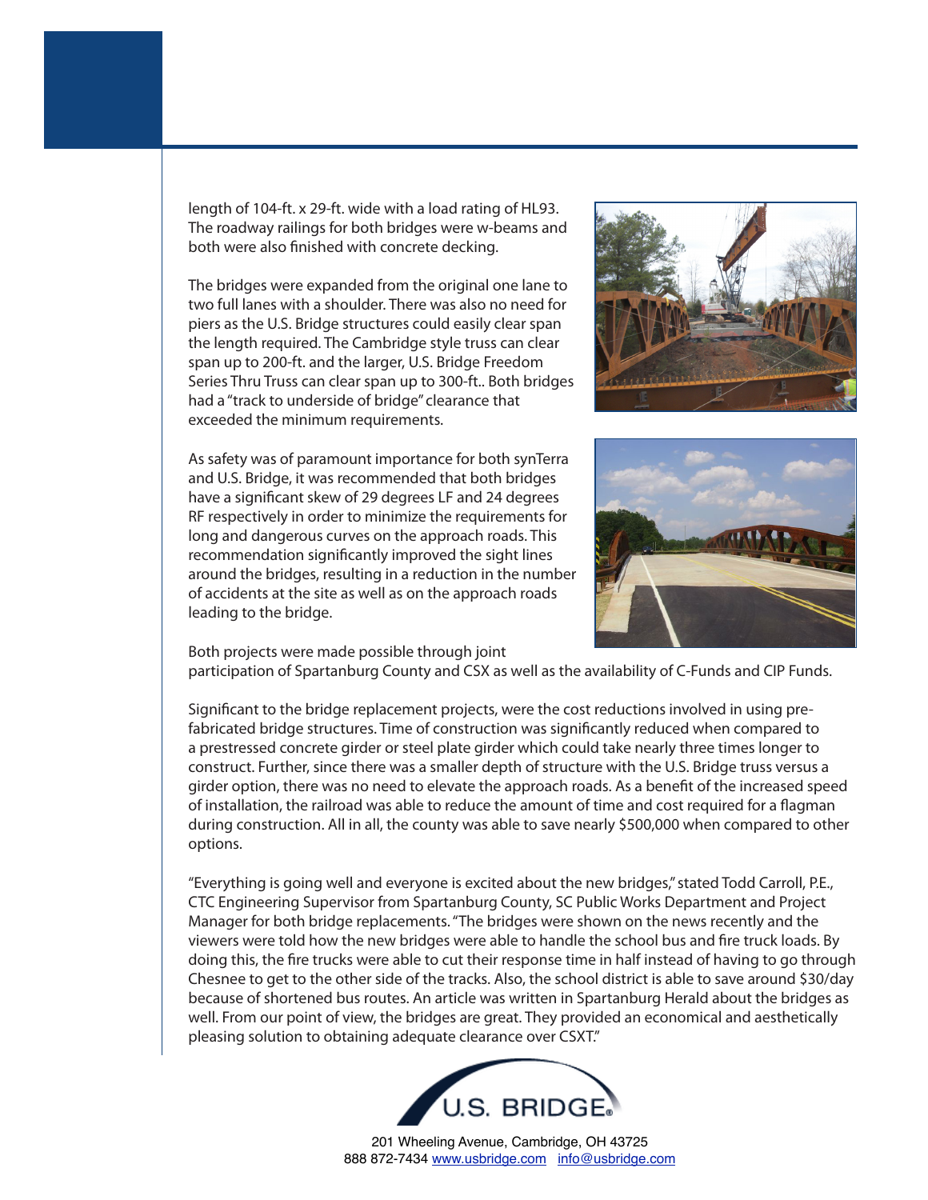length of 104-ft. x 29-ft. wide with a load rating of HL93. The roadway railings for both bridges were w-beams and both were also finished with concrete decking.

The bridges were expanded from the original one lane to two full lanes with a shoulder. There was also no need for piers as the U.S. Bridge structures could easily clear span the length required. The Cambridge style truss can clear span up to 200-ft. and the larger, U.S. Bridge Freedom Series Thru Truss can clear span up to 300-ft.. Both bridges had a "track to underside of bridge" clearance that exceeded the minimum requirements.

As safety was of paramount importance for both synTerra and U.S. Bridge, it was recommended that both bridges have a significant skew of 29 degrees LF and 24 degrees RF respectively in order to minimize the requirements for long and dangerous curves on the approach roads. This recommendation significantly improved the sight lines around the bridges, resulting in a reduction in the number of accidents at the site as well as on the approach roads leading to the bridge.

Both projects were made possible through joint participation of Spartanburg County and CSX as well as the availability of C-Funds and CIP Funds.

Significant to the bridge replacement projects, were the cost reductions involved in using pre-fabricated bridge structures. Time of construction was significantly reduced when compared to a prestressed concrete girder or steel plate girder which could take nearly three times longer to construct. Further, since there was a smaller depth of structure with the U.S. Bridge truss versus a girder option, there was no need to elevate the approach roads. As a benefit of the increased speed of installation, the railroad was able to reduce the amount of time and cost required for a flagman during construction. All in all, the county was able to save nearly $500,000 when compared to other options.

"Everything is going well and everyone is excited about the new bridges," stated Todd Carroll, P.E., CTC Engineering Supervisor from Spartanburg County, SC Public Works Department and Project Manager for both bridge replacements. "The bridges were shown on the news recently and the viewers were told how the new bridges were able to handle the school bus and fire truck loads. By doing this, the fire trucks were able to cut their response time in half instead of having to go through Chesnee to get to the other side of the tracks. Also, the school district is able to save around $30/day because of shortened bus routes. An article was written in Spartanburg Herald about the bridges as well. From our point of view, the bridges are great. They provided an economical and aesthetically pleasing solution to obtaining adequate clearance over CSXT."

U.S. BRIDGE®

201 Wheeling Avenue, Cambridge, OH 43725
888 872-7434 www.usbridge.com info@usbridge.com